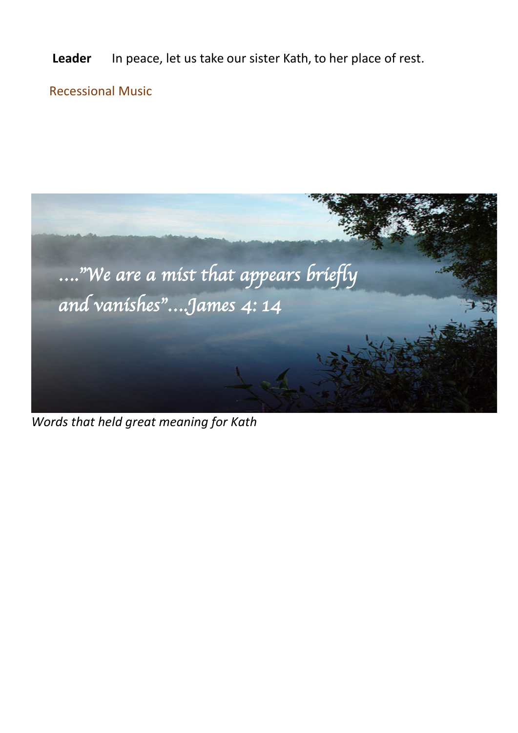**Leader** In peace, let us take our sister Kath, to her place of rest.

Recessional Music

*...."We are a mist that appears briefly and vanishes"....James 4: 14*

*Words that held great meaning for Kath*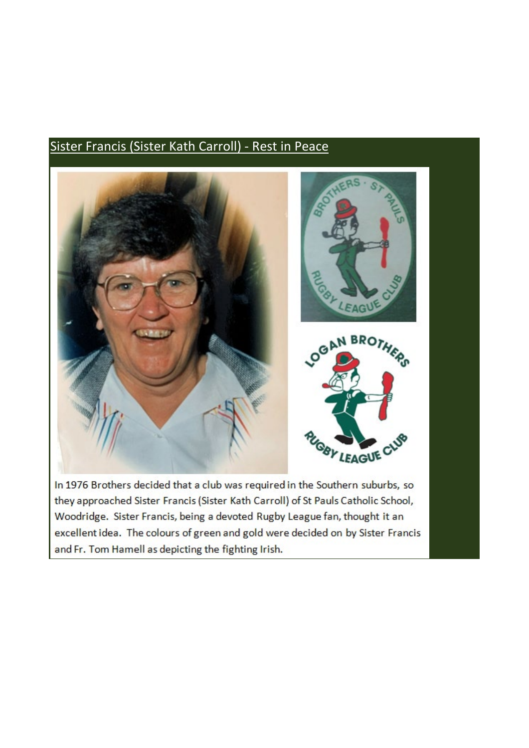## Sister Francis (Sister Kath Carroll) - Rest in Peace

In 1976 Brothers decided that a club was required in the Southern suburbs, so they approached Sister Francis (Sister Kath Carroll) of St Pauls Catholic School, Woodridge. Sister Francis, being a devoted Rugby League fan, thought it an excellent idea. The colours of green and gold were decided on by Sister Francis and Fr. Tom Hamell as depicting the fighting Irish.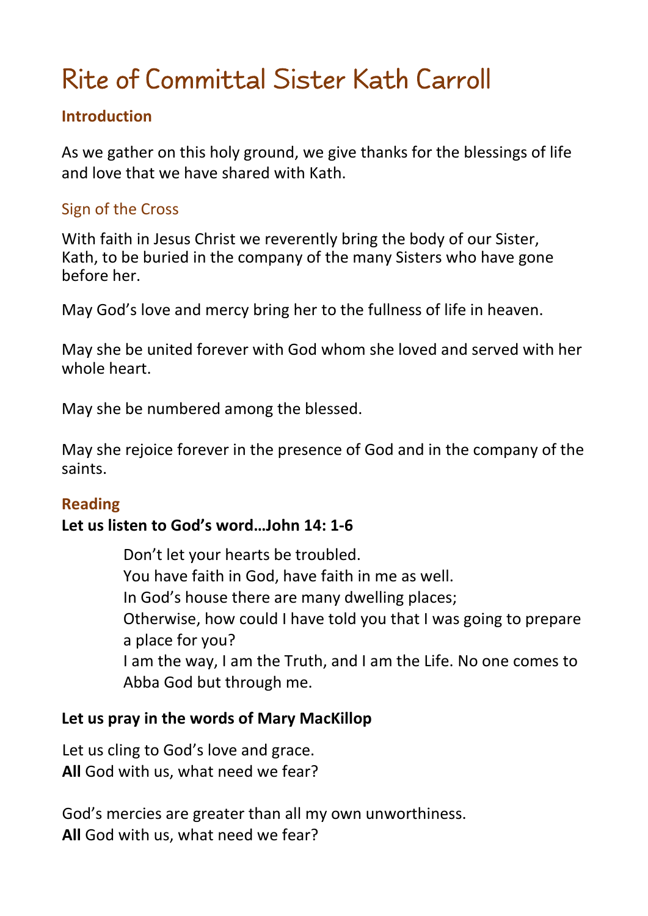# Rite of Committal Sister Kath Carroll

## Introduction

As we gather on this holy ground, we give thanks for the blessings of life and love that we have shared with Kath.

### Sign of the Cross

With faith in Jesus Christ we reverently bring the body of our Sister, Kath, to be buried in the company of the many Sisters who have gone before her.

May God's love and mercy bring her to the fullness of life in heaven.

May she be united forever with God whom she loved and served with her whole heart.

May she be numbered among the blessed.

May she rejoice forever in the presence of God and in the company of the saints.

## Reading

**Let us listen to God's word…John 14: 1-6**

> Don't let your hearts be troubled.
> You have faith in God, have faith in me as well.
> In God's house there are many dwelling places;
> Otherwise, how could I have told you that I was going to prepare a place for you?
> I am the way, I am the Truth, and I am the Life. No one comes to Abba God but through me.

**Let us pray in the words of Mary MacKillop**

Let us cling to God's love and grace.
**All** God with us, what need we fear?

God's mercies are greater than all my own unworthiness.
**All** God with us, what need we fear?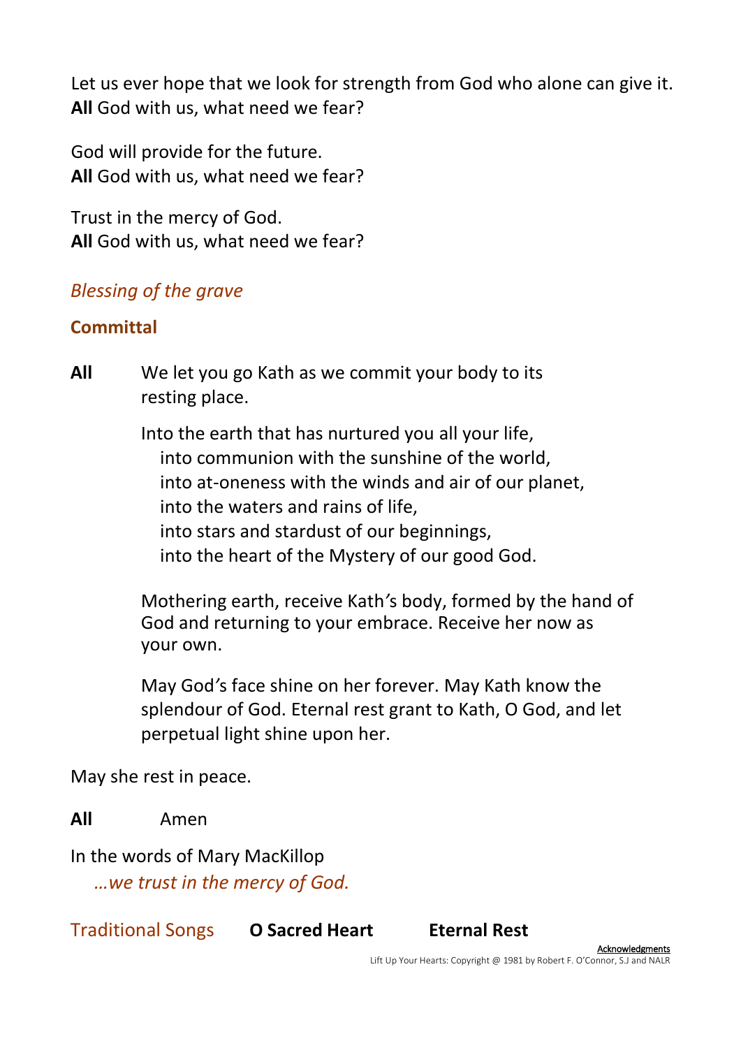Let us ever hope that we look for strength from God who alone can give it.
**All** God with us, what need we fear?

God will provide for the future.
**All** God with us, what need we fear?

Trust in the mercy of God.
**All** God with us, what need we fear?

*Blessing of the grave*

**Committal**

**All** We let you go Kath as we commit your body to its resting place.

Into the earth that has nurtured you all your life,
into communion with the sunshine of the world,
into at-oneness with the winds and air of our planet,
into the waters and rains of life,
into stars and stardust of our beginnings,
into the heart of the Mystery of our good God.

Mothering earth, receive Kath's body, formed by the hand of God and returning to your embrace. Receive her now as your own.

May God's face shine on her forever. May Kath know the splendour of God. Eternal rest grant to Kath, O God, and let perpetual light shine upon her.

May she rest in peace.

**All** Amen

In the words of Mary MacKillop
*…we trust in the mercy of God.*

Traditional Songs **O Sacred Heart** **Eternal Rest**

Acknowledgments
Lift Up Your Hearts: Copyright @ 1981 by Robert F. O'Connor, S.J and NALR